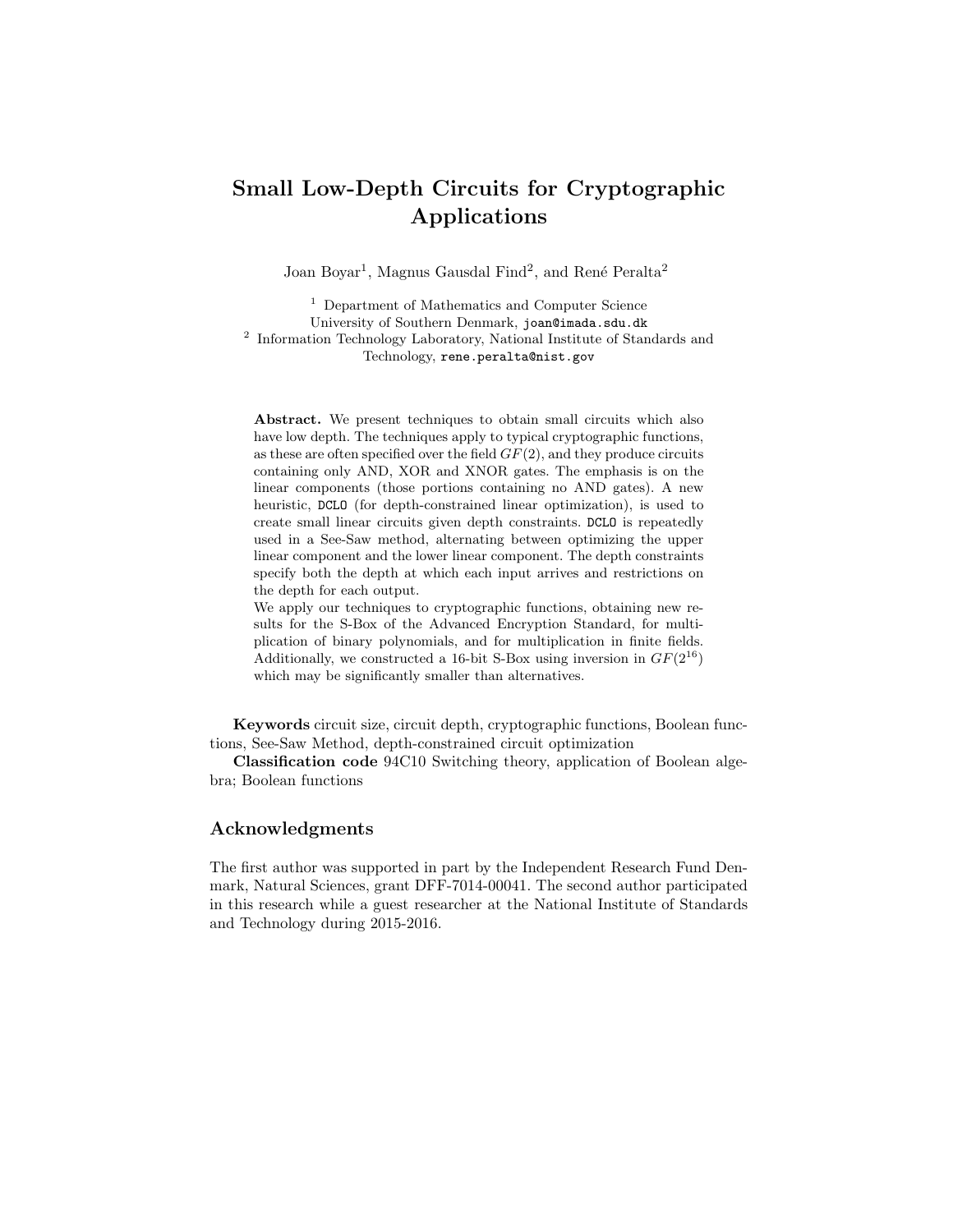# Small Low-Depth Circuits for Cryptographic Applications

Joan Boyar[1], Magnus Gausdal Find[2], and René Peralta[2]

[1] Department of Mathematics and Computer Science
University of Southern Denmark, joan@imada.sdu.dk

[2] Information Technology Laboratory, National Institute of Standards and Technology, rene.peralta@nist.gov

**Abstract.** We present techniques to obtain small circuits which also have low depth. The techniques apply to typical cryptographic functions, as these are often specified over the field $GF(2)$, and they produce circuits containing only AND, XOR and XNOR gates. The emphasis is on the linear components (those portions containing no AND gates). A new heuristic, DCLO (for depth-constrained linear optimization), is used to create small linear circuits given depth constraints. DCLO is repeatedly used in a See-Saw method, alternating between optimizing the upper linear component and the lower linear component. The depth constraints specify both the depth at which each input arrives and restrictions on the depth for each output.

We apply our techniques to cryptographic functions, obtaining new results for the S-Box of the Advanced Encryption Standard, for multiplication of binary polynomials, and for multiplication in finite fields. Additionally, we constructed a 16-bit S-Box using inversion in $GF(2^{16})$ which may be significantly smaller than alternatives.

**Keywords** circuit size, circuit depth, cryptographic functions, Boolean functions, See-Saw Method, depth-constrained circuit optimization

**Classification code** 94C10 Switching theory, application of Boolean algebra; Boolean functions

## Acknowledgments

The first author was supported in part by the Independent Research Fund Denmark, Natural Sciences, grant DFF-7014-00041. The second author participated in this research while a guest researcher at the National Institute of Standards and Technology during 2015-2016.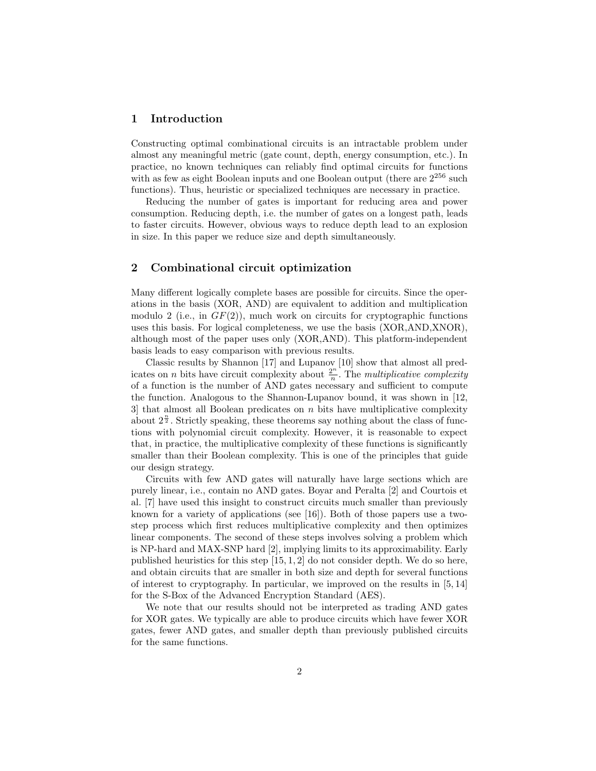## 1 Introduction

Constructing optimal combinational circuits is an intractable problem under almost any meaningful metric (gate count, depth, energy consumption, etc.). In practice, no known techniques can reliably find optimal circuits for functions with as few as eight Boolean inputs and one Boolean output (there are $2^{256}$ such functions). Thus, heuristic or specialized techniques are necessary in practice.

Reducing the number of gates is important for reducing area and power consumption. Reducing depth, i.e. the number of gates on a longest path, leads to faster circuits. However, obvious ways to reduce depth lead to an explosion in size. In this paper we reduce size and depth simultaneously.

## 2 Combinational circuit optimization

Many different logically complete bases are possible for circuits. Since the operations in the basis (XOR, AND) are equivalent to addition and multiplication modulo 2 (i.e., in $GF(2)$), much work on circuits for cryptographic functions uses this basis. For logical completeness, we use the basis (XOR,AND,XNOR), although most of the paper uses only (XOR,AND). This platform-independent basis leads to easy comparison with previous results.

Classic results by Shannon [17] and Lupanov [10] show that almost all predicates on $n$ bits have circuit complexity about $\frac{2^n}{n}$. The *multiplicative complexity* of a function is the number of AND gates necessary and sufficient to compute the function. Analogous to the Shannon-Lupanov bound, it was shown in [12, 3] that almost all Boolean predicates on $n$ bits have multiplicative complexity about $2^{\frac{n}{2}}$. Strictly speaking, these theorems say nothing about the class of functions with polynomial circuit complexity. However, it is reasonable to expect that, in practice, the multiplicative complexity of these functions is significantly smaller than their Boolean complexity. This is one of the principles that guide our design strategy.

Circuits with few AND gates will naturally have large sections which are purely linear, i.e., contain no AND gates. Boyar and Peralta [2] and Courtois et al. [7] have used this insight to construct circuits much smaller than previously known for a variety of applications (see [16]). Both of those papers use a two-step process which first reduces multiplicative complexity and then optimizes linear components. The second of these steps involves solving a problem which is NP-hard and MAX-SNP hard [2], implying limits to its approximability. Early published heuristics for this step [15, 1, 2] do not consider depth. We do so here, and obtain circuits that are smaller in both size and depth for several functions of interest to cryptography. In particular, we improved on the results in [5, 14] for the S-Box of the Advanced Encryption Standard (AES).

We note that our results should not be interpreted as trading AND gates for XOR gates. We typically are able to produce circuits which have fewer XOR gates, fewer AND gates, and smaller depth than previously published circuits for the same functions.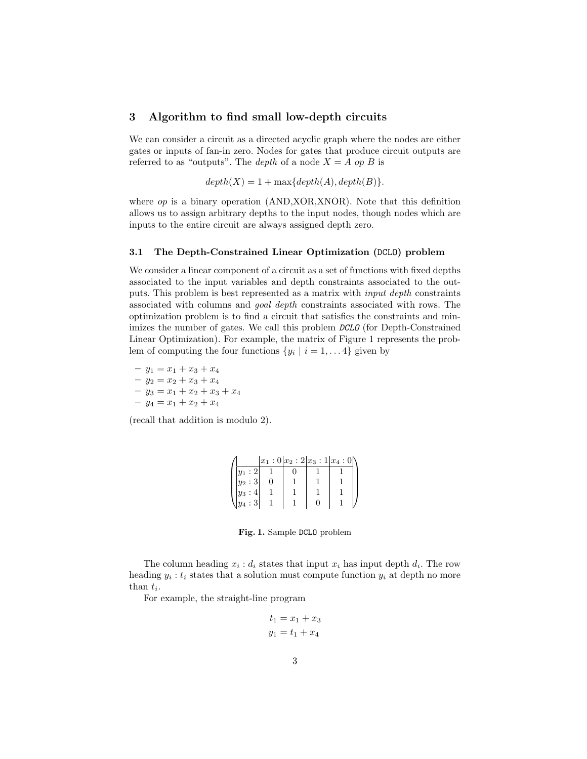## 3 Algorithm to find small low-depth circuits

We can consider a circuit as a directed acyclic graph where the nodes are either gates or inputs of fan-in zero. Nodes for gates that produce circuit outputs are referred to as "outputs". The *depth* of a node $X = A\ op\ B$ is

$$depth(X) = 1 + \max\{depth(A), depth(B)\}.$$

where *op* is a binary operation (AND,XOR,XNOR). Note that this definition allows us to assign arbitrary depths to the input nodes, though nodes which are inputs to the entire circuit are always assigned depth zero.

### 3.1 The Depth-Constrained Linear Optimization (DCLO) problem

We consider a linear component of a circuit as a set of functions with fixed depths associated to the input variables and depth constraints associated to the outputs. This problem is best represented as a matrix with *input depth* constraints associated with columns and *goal depth* constraints associated with rows. The optimization problem is to find a circuit that satisfies the constraints and minimizes the number of gates. We call this problem ***DCLO*** (for Depth-Constrained Linear Optimization). For example, the matrix of Figure 1 represents the problem of computing the four functions $\{y_i \mid i = 1, \dots 4\}$ given by

- $y_1 = x_1 + x_3 + x_4$
- $y_2 = x_2 + x_3 + x_4$
- $y_3 = x_1 + x_2 + x_3 + x_4$
- $y_4 = x_1 + x_2 + x_4$

(recall that addition is modulo 2).

| | $x_1 : 0$ | $x_2 : 2$ | $x_3 : 1$ | $x_4 : 0$ |
|---|---|---|---|---|
| $y_1 : 2$ | 1 | 0 | 1 | 1 |
| $y_2 : 3$ | 0 | 1 | 1 | 1 |
| $y_3 : 4$ | 1 | 1 | 1 | 1 |
| $y_4 : 3$ | 1 | 1 | 0 | 1 |

**Fig. 1.** Sample DCLO problem

The column heading $x_i : d_i$ states that input $x_i$ has input depth $d_i$. The row heading $y_i : t_i$ states that a solution must compute function $y_i$ at depth no more than $t_i$.

For example, the straight-line program

$$t_1 = x_1 + x_3$$
$$y_1 = t_1 + x_4$$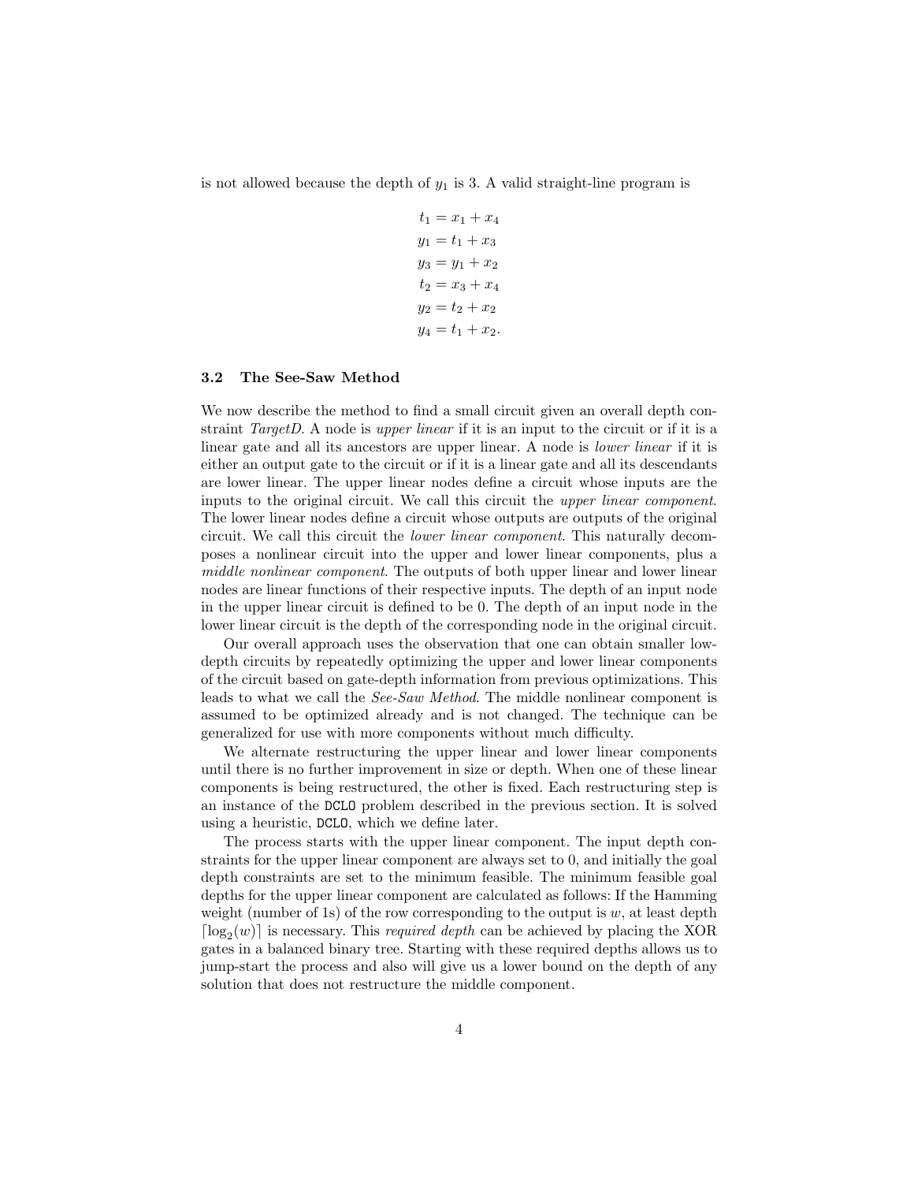is not allowed because the depth of $y_1$ is 3. A valid straight-line program is

$$
\begin{aligned}
t_1 &= x_1 + x_4 \\
y_1 &= t_1 + x_3 \\
y_3 &= y_1 + x_2 \\
t_2 &= x_3 + x_4 \\
y_2 &= t_2 + x_2 \\
y_4 &= t_1 + x_2.
\end{aligned}
$$

### 3.2 The See-Saw Method

We now describe the method to find a small circuit given an overall depth constraint *TargetD*. A node is *upper linear* if it is an input to the circuit or if it is a linear gate and all its ancestors are upper linear. A node is *lower linear* if it is either an output gate to the circuit or if it is a linear gate and all its descendants are lower linear. The upper linear nodes define a circuit whose inputs are the inputs to the original circuit. We call this circuit the *upper linear component*. The lower linear nodes define a circuit whose outputs are outputs of the original circuit. We call this circuit the *lower linear component*. This naturally decomposes a nonlinear circuit into the upper and lower linear components, plus a *middle nonlinear component*. The outputs of both upper linear and lower linear nodes are linear functions of their respective inputs. The depth of an input node in the upper linear circuit is defined to be 0. The depth of an input node in the lower linear circuit is the depth of the corresponding node in the original circuit.

Our overall approach uses the observation that one can obtain smaller low-depth circuits by repeatedly optimizing the upper and lower linear components of the circuit based on gate-depth information from previous optimizations. This leads to what we call the *See-Saw Method*. The middle nonlinear component is assumed to be optimized already and is not changed. The technique can be generalized for use with more components without much difficulty.

We alternate restructuring the upper linear and lower linear components until there is no further improvement in size or depth. When one of these linear components is being restructured, the other is fixed. Each restructuring step is an instance of the `DCLO` problem described in the previous section. It is solved using a heuristic, `DCLO`, which we define later.

The process starts with the upper linear component. The input depth constraints for the upper linear component are always set to 0, and initially the goal depth constraints are set to the minimum feasible. The minimum feasible goal depths for the upper linear component are calculated as follows: If the Hamming weight (number of 1s) of the row corresponding to the output is $w$, at least depth $\lceil \log_2(w) \rceil$ is necessary. This *required depth* can be achieved by placing the XOR gates in a balanced binary tree. Starting with these required depths allows us to jump-start the process and also will give us a lower bound on the depth of any solution that does not restructure the middle component.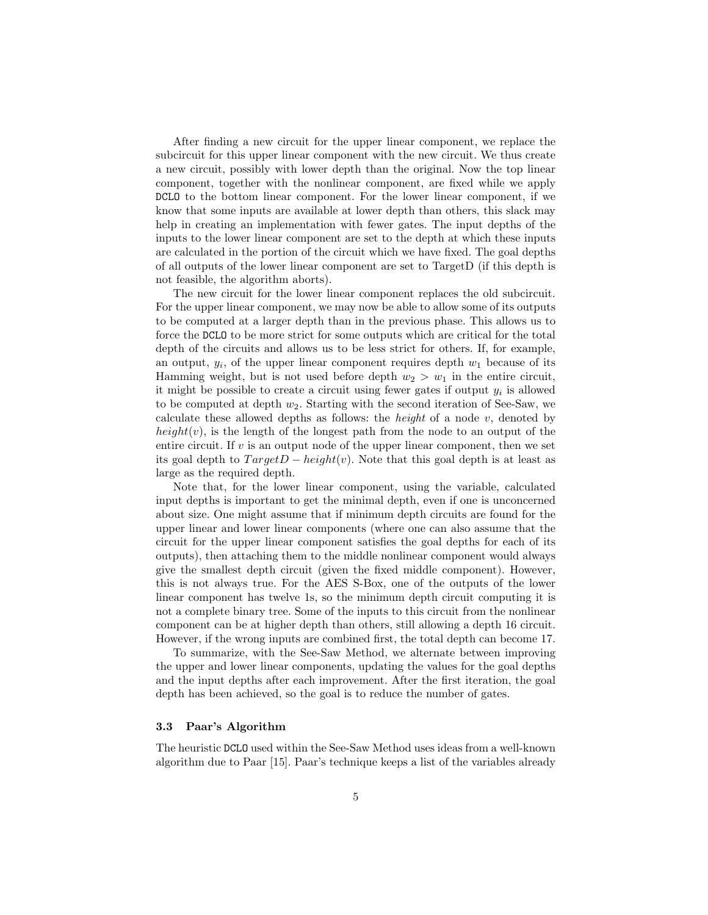After finding a new circuit for the upper linear component, we replace the subcircuit for this upper linear component with the new circuit. We thus create a new circuit, possibly with lower depth than the original. Now the top linear component, together with the nonlinear component, are fixed while we apply DCLO to the bottom linear component. For the lower linear component, if we know that some inputs are available at lower depth than others, this slack may help in creating an implementation with fewer gates. The input depths of the inputs to the lower linear component are set to the depth at which these inputs are calculated in the portion of the circuit which we have fixed. The goal depths of all outputs of the lower linear component are set to TargetD (if this depth is not feasible, the algorithm aborts).

The new circuit for the lower linear component replaces the old subcircuit. For the upper linear component, we may now be able to allow some of its outputs to be computed at a larger depth than in the previous phase. This allows us to force the DCLO to be more strict for some outputs which are critical for the total depth of the circuits and allows us to be less strict for others. If, for example, an output, $y_i$, of the upper linear component requires depth $w_1$ because of its Hamming weight, but is not used before depth $w_2 > w_1$ in the entire circuit, it might be possible to create a circuit using fewer gates if output $y_i$ is allowed to be computed at depth $w_2$. Starting with the second iteration of See-Saw, we calculate these allowed depths as follows: the *height* of a node $v$, denoted by $height(v)$, is the length of the longest path from the node to an output of the entire circuit. If $v$ is an output node of the upper linear component, then we set its goal depth to $TargetD - height(v)$. Note that this goal depth is at least as large as the required depth.

Note that, for the lower linear component, using the variable, calculated input depths is important to get the minimal depth, even if one is unconcerned about size. One might assume that if minimum depth circuits are found for the upper linear and lower linear components (where one can also assume that the circuit for the upper linear component satisfies the goal depths for each of its outputs), then attaching them to the middle nonlinear component would always give the smallest depth circuit (given the fixed middle component). However, this is not always true. For the AES S-Box, one of the outputs of the lower linear component has twelve 1s, so the minimum depth circuit computing it is not a complete binary tree. Some of the inputs to this circuit from the nonlinear component can be at higher depth than others, still allowing a depth 16 circuit. However, if the wrong inputs are combined first, the total depth can become 17.

To summarize, with the See-Saw Method, we alternate between improving the upper and lower linear components, updating the values for the goal depths and the input depths after each improvement. After the first iteration, the goal depth has been achieved, so the goal is to reduce the number of gates.

### 3.3 Paar's Algorithm

The heuristic DCLO used within the See-Saw Method uses ideas from a well-known algorithm due to Paar [15]. Paar's technique keeps a list of the variables already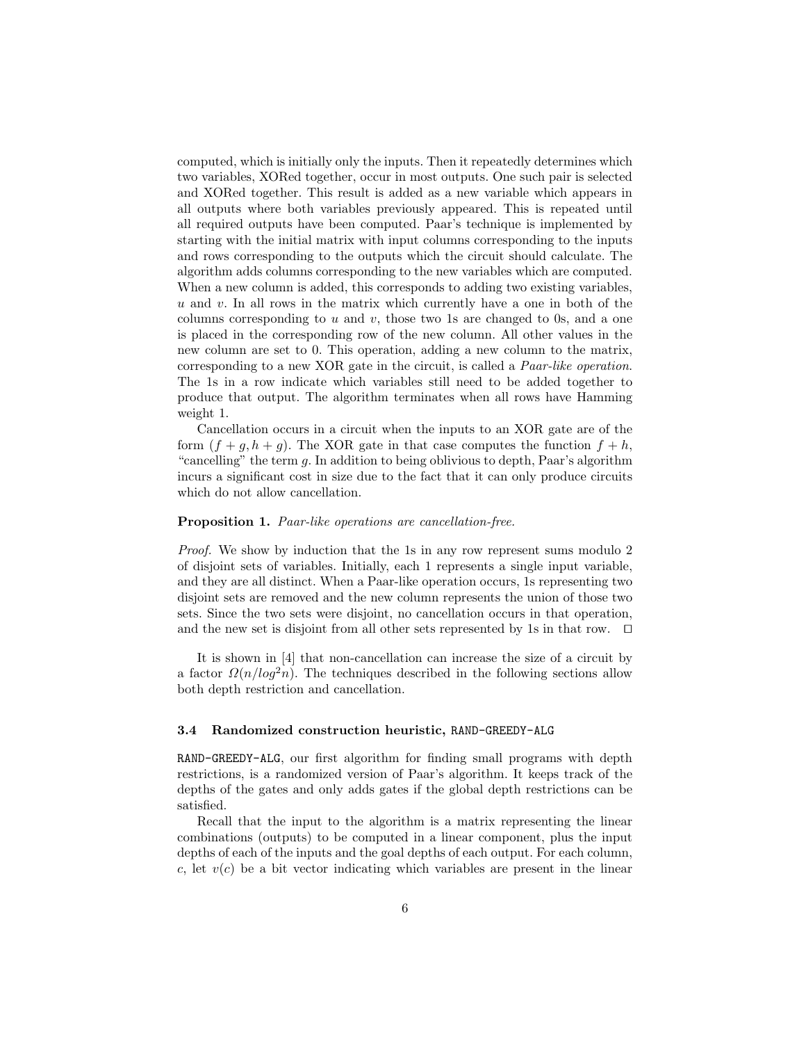computed, which is initially only the inputs. Then it repeatedly determines which two variables, XORed together, occur in most outputs. One such pair is selected and XORed together. This result is added as a new variable which appears in all outputs where both variables previously appeared. This is repeated until all required outputs have been computed. Paar's technique is implemented by starting with the initial matrix with input columns corresponding to the inputs and rows corresponding to the outputs which the circuit should calculate. The algorithm adds columns corresponding to the new variables which are computed. When a new column is added, this corresponds to adding two existing variables, $u$ and $v$. In all rows in the matrix which currently have a one in both of the columns corresponding to $u$ and $v$, those two 1s are changed to 0s, and a one is placed in the corresponding row of the new column. All other values in the new column are set to 0. This operation, adding a new column to the matrix, corresponding to a new XOR gate in the circuit, is called a *Paar-like operation*. The 1s in a row indicate which variables still need to be added together to produce that output. The algorithm terminates when all rows have Hamming weight 1.

Cancellation occurs in a circuit when the inputs to an XOR gate are of the form $(f + g, h + g)$. The XOR gate in that case computes the function $f + h$, "cancelling" the term $g$. In addition to being oblivious to depth, Paar's algorithm incurs a significant cost in size due to the fact that it can only produce circuits which do not allow cancellation.

**Proposition 1.** *Paar-like operations are cancellation-free.*

*Proof.* We show by induction that the 1s in any row represent sums modulo 2 of disjoint sets of variables. Initially, each 1 represents a single input variable, and they are all distinct. When a Paar-like operation occurs, 1s representing two disjoint sets are removed and the new column represents the union of those two sets. Since the two sets were disjoint, no cancellation occurs in that operation, and the new set is disjoint from all other sets represented by 1s in that row. □

It is shown in [4] that non-cancellation can increase the size of a circuit by a factor $\Omega(n/log^2n)$. The techniques described in the following sections allow both depth restriction and cancellation.

### 3.4 Randomized construction heuristic, RAND-GREEDY-ALG

RAND-GREEDY-ALG, our first algorithm for finding small programs with depth restrictions, is a randomized version of Paar's algorithm. It keeps track of the depths of the gates and only adds gates if the global depth restrictions can be satisfied.

Recall that the input to the algorithm is a matrix representing the linear combinations (outputs) to be computed in a linear component, plus the input depths of each of the inputs and the goal depths of each output. For each column, $c$, let $v(c)$ be a bit vector indicating which variables are present in the linear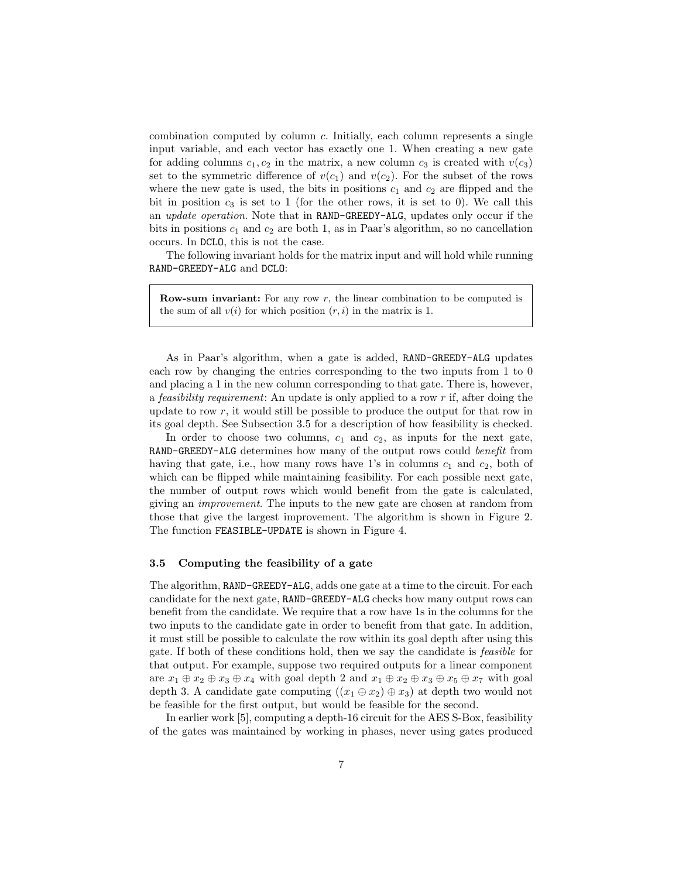combination computed by column $c$. Initially, each column represents a single input variable, and each vector has exactly one 1. When creating a new gate for adding columns $c_1, c_2$ in the matrix, a new column $c_3$ is created with $v(c_3)$ set to the symmetric difference of $v(c_1)$ and $v(c_2)$. For the subset of the rows where the new gate is used, the bits in positions $c_1$ and $c_2$ are flipped and the bit in position $c_3$ is set to 1 (for the other rows, it is set to 0). We call this an *update operation*. Note that in RAND-GREEDY-ALG, updates only occur if the bits in positions $c_1$ and $c_2$ are both 1, as in Paar's algorithm, so no cancellation occurs. In DCLO, this is not the case.

The following invariant holds for the matrix input and will hold while running RAND-GREEDY-ALG and DCLO:

> **Row-sum invariant:** For any row $r$, the linear combination to be computed is the sum of all $v(i)$ for which position $(r, i)$ in the matrix is 1.

As in Paar's algorithm, when a gate is added, RAND-GREEDY-ALG updates each row by changing the entries corresponding to the two inputs from 1 to 0 and placing a 1 in the new column corresponding to that gate. There is, however, a *feasibility requirement*: An update is only applied to a row $r$ if, after doing the update to row $r$, it would still be possible to produce the output for that row in its goal depth. See Subsection 3.5 for a description of how feasibility is checked.

In order to choose two columns, $c_1$ and $c_2$, as inputs for the next gate, RAND-GREEDY-ALG determines how many of the output rows could *benefit* from having that gate, i.e., how many rows have 1's in columns $c_1$ and $c_2$, both of which can be flipped while maintaining feasibility. For each possible next gate, the number of output rows which would benefit from the gate is calculated, giving an *improvement*. The inputs to the new gate are chosen at random from those that give the largest improvement. The algorithm is shown in Figure 2. The function FEASIBLE-UPDATE is shown in Figure 4.

### 3.5 Computing the feasibility of a gate

The algorithm, RAND-GREEDY-ALG, adds one gate at a time to the circuit. For each candidate for the next gate, RAND-GREEDY-ALG checks how many output rows can benefit from the candidate. We require that a row have 1s in the columns for the two inputs to the candidate gate in order to benefit from that gate. In addition, it must still be possible to calculate the row within its goal depth after using this gate. If both of these conditions hold, then we say the candidate is *feasible* for that output. For example, suppose two required outputs for a linear component are $x_1 \oplus x_2 \oplus x_3 \oplus x_4$ with goal depth 2 and $x_1 \oplus x_2 \oplus x_3 \oplus x_5 \oplus x_7$ with goal depth 3. A candidate gate computing $((x_1 \oplus x_2) \oplus x_3)$ at depth two would not be feasible for the first output, but would be feasible for the second.

In earlier work [5], computing a depth-16 circuit for the AES S-Box, feasibility of the gates was maintained by working in phases, never using gates produced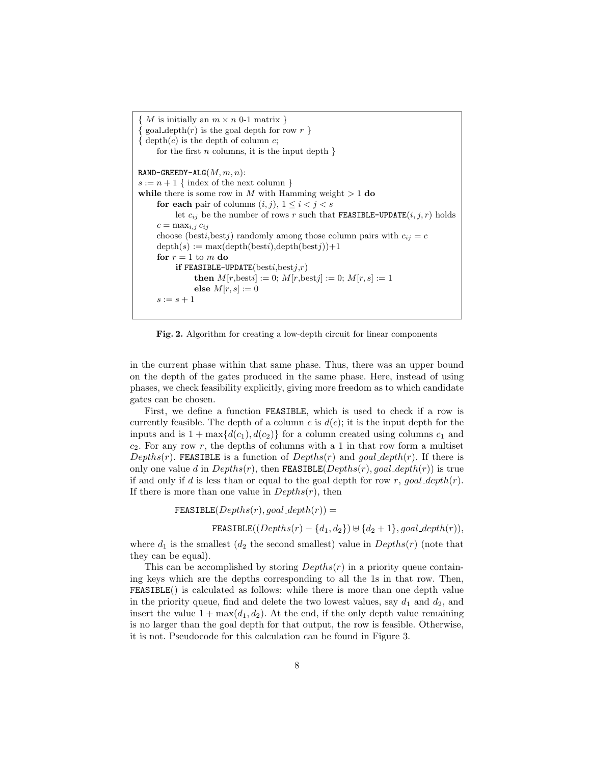```
{ M is initially an m × n 0-1 matrix }
{ goal_depth(r) is the goal depth for row r }
{ depth(c) is the depth of column c;
    for the first n columns, it is the input depth }

RAND-GREEDY-ALG(M, m, n):
s := n + 1 { index of the next column }
while there is some row in M with Hamming weight > 1 do
    for each pair of columns (i, j), 1 ≤ i < j < s
        let c_ij be the number of rows r such that FEASIBLE-UPDATE(i, j, r) holds
    c = max_{i,j} c_ij
    choose (besti,bestj) randomly among those column pairs with c_ij = c
    depth(s) := max(depth(besti),depth(bestj))+1
    for r = 1 to m do
        if FEASIBLE-UPDATE(besti,bestj,r)
            then M[r,besti] := 0; M[r,bestj] := 0; M[r, s] := 1
            else M[r, s] := 0
    s := s + 1
```

**Fig. 2.** Algorithm for creating a low-depth circuit for linear components

in the current phase within that same phase. Thus, there was an upper bound on the depth of the gates produced in the same phase. Here, instead of using phases, we check feasibility explicitly, giving more freedom as to which candidate gates can be chosen.

First, we define a function FEASIBLE, which is used to check if a row is currently feasible. The depth of a column $c$ is $d(c)$; it is the input depth for the inputs and is $1 + \max\{d(c_1), d(c_2)\}$ for a column created using columns $c_1$ and $c_2$. For any row $r$, the depths of columns with a 1 in that row form a multiset $Depths(r)$. FEASIBLE is a function of $Depths(r)$ and $goal\_depth(r)$. If there is only one value $d$ in $Depths(r)$, then FEASIBLE($Depths(r), goal\_depth(r)$) is true if and only if $d$ is less than or equal to the goal depth for row $r$, $goal\_depth(r)$. If there is more than one value in $Depths(r)$, then

$$\texttt{FEASIBLE}(Depths(r), goal\_depth(r)) =$$

$$\texttt{FEASIBLE}((Depths(r) - \{d_1, d_2\}) \uplus \{d_2 + 1\}, goal\_depth(r)),$$

where $d_1$ is the smallest ($d_2$ the second smallest) value in $Depths(r)$ (note that they can be equal).

This can be accomplished by storing $Depths(r)$ in a priority queue containing keys which are the depths corresponding to all the 1s in that row. Then, FEASIBLE() is calculated as follows: while there is more than one depth value in the priority queue, find and delete the two lowest values, say $d_1$ and $d_2$, and insert the value $1 + \max(d_1, d_2)$. At the end, if the only depth value remaining is no larger than the goal depth for that output, the row is feasible. Otherwise, it is not. Pseudocode for this calculation can be found in Figure 3.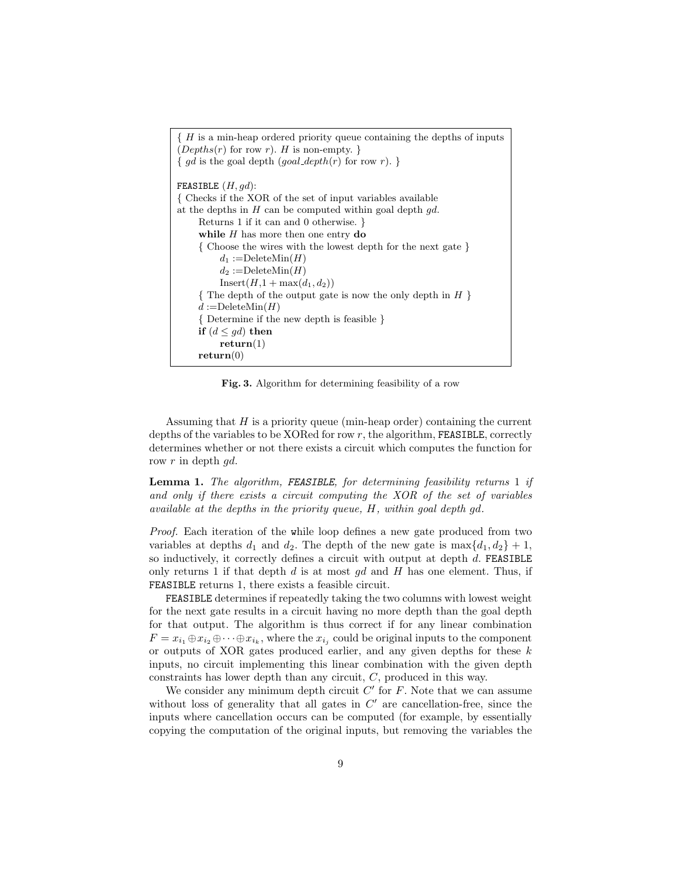```
{ H is a min-heap ordered priority queue containing the depths of inputs
(Depths(r) for row r). H is non-empty. }
{ gd is the goal depth (goal_depth(r) for row r). }

FEASIBLE (H, gd):
{ Checks if the XOR of the set of input variables available
at the depths in H can be computed within goal depth gd.
    Returns 1 if it can and 0 otherwise. }
    while H has more then one entry do
    { Choose the wires with the lowest depth for the next gate }
        d1 :=DeleteMin(H)
        d2 :=DeleteMin(H)
        Insert(H,1 + max(d1, d2))
    { The depth of the output gate is now the only depth in H }
    d :=DeleteMin(H)
    { Determine if the new depth is feasible }
    if (d ≤ gd) then
        return(1)
    return(0)
```

**Fig. 3.** Algorithm for determining feasibility of a row

Assuming that $H$ is a priority queue (min-heap order) containing the current depths of the variables to be XORed for row $r$, the algorithm, `FEASIBLE`, correctly determines whether or not there exists a circuit which computes the function for row $r$ in depth $gd$.

**Lemma 1.** *The algorithm, `FEASIBLE`, for determining feasibility returns* 1 *if and only if there exists a circuit computing the XOR of the set of variables available at the depths in the priority queue, $H$, within goal depth $gd$.*

*Proof.* Each iteration of the `while` loop defines a new gate produced from two variables at depths $d_1$ and $d_2$. The depth of the new gate is $\max\{d_1, d_2\} + 1$, so inductively, it correctly defines a circuit with output at depth $d$. `FEASIBLE` only returns 1 if that depth $d$ is at most $gd$ and $H$ has one element. Thus, if `FEASIBLE` returns 1, there exists a feasible circuit.

`FEASIBLE` determines if repeatedly taking the two columns with lowest weight for the next gate results in a circuit having no more depth than the goal depth for that output. The algorithm is thus correct if for any linear combination $F = x_{i_1} \oplus x_{i_2} \oplus \cdots \oplus x_{i_k}$, where the $x_{i_j}$ could be original inputs to the component or outputs of XOR gates produced earlier, and any given depths for these $k$ inputs, no circuit implementing this linear combination with the given depth constraints has lower depth than any circuit, $C$, produced in this way.

We consider any minimum depth circuit $C'$ for $F$. Note that we can assume without loss of generality that all gates in $C'$ are cancellation-free, since the inputs where cancellation occurs can be computed (for example, by essentially copying the computation of the original inputs, but removing the variables the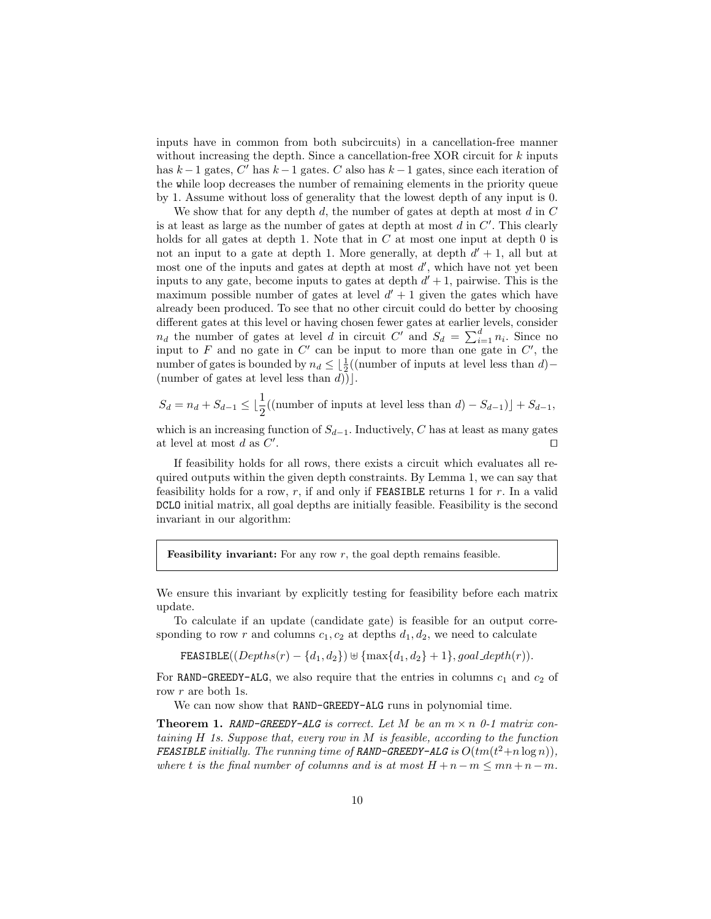inputs have in common from both subcircuits) in a cancellation-free manner without increasing the depth. Since a cancellation-free XOR circuit for $k$ inputs has $k-1$ gates, $C'$ has $k-1$ gates. $C$ also has $k-1$ gates, since each iteration of the while loop decreases the number of remaining elements in the priority queue by 1. Assume without loss of generality that the lowest depth of any input is 0.

We show that for any depth $d$, the number of gates at depth at most $d$ in $C$ is at least as large as the number of gates at depth at most $d$ in $C'$. This clearly holds for all gates at depth 1. Note that in $C$ at most one input at depth 0 is not an input to a gate at depth 1. More generally, at depth $d'+1$, all but at most one of the inputs and gates at depth at most $d'$, which have not yet been inputs to any gate, become inputs to gates at depth $d'+1$, pairwise. This is the maximum possible number of gates at level $d'+1$ given the gates which have already been produced. To see that no other circuit could do better by choosing different gates at this level or having chosen fewer gates at earlier levels, consider $n_d$ the number of gates at level $d$ in circuit $C'$ and $S_d = \sum_{i=1}^{d} n_i$. Since no input to $F$ and no gate in $C'$ can be input to more than one gate in $C'$, the number of gates is bounded by $n_d \leq \lfloor \frac{1}{2}((\text{number of inputs at level less than } d) - (\text{number of gates at level less than } d)) \rfloor$.

$$S_d = n_d + S_{d-1} \leq \lfloor \frac{1}{2}((\text{number of inputs at level less than } d) - S_{d-1}) \rfloor + S_{d-1},$$

which is an increasing function of $S_{d-1}$. Inductively, $C$ has at least as many gates at level at most $d$ as $C'$. ◻

If feasibility holds for all rows, there exists a circuit which evaluates all required outputs within the given depth constraints. By Lemma 1, we can say that feasibility holds for a row, $r$, if and only if `FEASIBLE` returns 1 for $r$. In a valid `DCLO` initial matrix, all goal depths are initially feasible. Feasibility is the second invariant in our algorithm:

> **Feasibility invariant:** For any row $r$, the goal depth remains feasible.

We ensure this invariant by explicitly testing for feasibility before each matrix update.

To calculate if an update (candidate gate) is feasible for an output corresponding to row $r$ and columns $c_1, c_2$ at depths $d_1, d_2$, we need to calculate

$$\texttt{FEASIBLE}((Depths(r) - \{d_1, d_2\}) \uplus \{\max\{d_1, d_2\} + 1\}, goal\_depth(r)).$$

For `RAND-GREEDY-ALG`, we also require that the entries in columns $c_1$ and $c_2$ of row $r$ are both 1s.

We can now show that `RAND-GREEDY-ALG` runs in polynomial time.

**Theorem 1.** *`RAND-GREEDY-ALG` is correct. Let $M$ be an $m \times n$ 0-1 matrix containing $H$ 1s. Suppose that, every row in $M$ is feasible, according to the function `FEASIBLE` initially. The running time of `RAND-GREEDY-ALG` is $O(tm(t^2 + n\log n))$, where $t$ is the final number of columns and is at most $H + n - m \leq mn + n - m$.*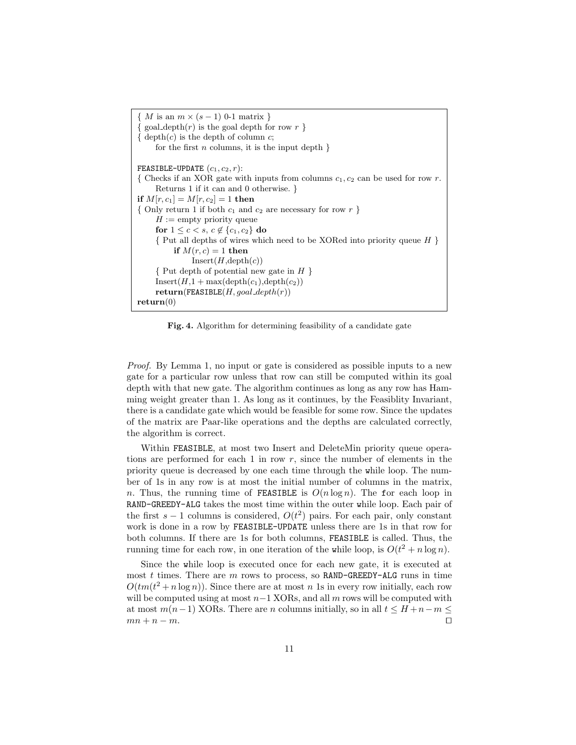```
{ M is an m × (s − 1) 0-1 matrix }
{ goal_depth(r) is the goal depth for row r }
{ depth(c) is the depth of column c;
      for the first n columns, it is the input depth }

FEASIBLE-UPDATE (c1, c2, r):
{ Checks if an XOR gate with inputs from columns c1, c2 can be used for row r.
      Returns 1 if it can and 0 otherwise. }
if M[r, c1] = M[r, c2] = 1 then
{ Only return 1 if both c1 and c2 are necessary for row r }
      H := empty priority queue
      for 1 ≤ c < s, c ∉ {c1, c2} do
      { Put all depths of wires which need to be XORed into priority queue H }
            if M(r, c) = 1 then
                  Insert(H,depth(c))
      { Put depth of potential new gate in H }
      Insert(H,1 + max(depth(c1),depth(c2))
      return(FEASIBLE(H, goal_depth(r))
return(0)
```

**Fig. 4.** Algorithm for determining feasibility of a candidate gate

*Proof.* By Lemma 1, no input or gate is considered as possible inputs to a new gate for a particular row unless that row can still be computed within its goal depth with that new gate. The algorithm continues as long as any row has Hamming weight greater than 1. As long as it continues, by the Feasiblity Invariant, there is a candidate gate which would be feasible for some row. Since the updates of the matrix are Paar-like operations and the depths are calculated correctly, the algorithm is correct.

Within FEASIBLE, at most two Insert and DeleteMin priority queue operations are performed for each 1 in row $r$, since the number of elements in the priority queue is decreased by one each time through the while loop. The number of 1s in any row is at most the initial number of columns in the matrix, $n$. Thus, the running time of FEASIBLE is $O(n \log n)$. The for each loop in RAND-GREEDY-ALG takes the most time within the outer while loop. Each pair of the first $s-1$ columns is considered, $O(t^2)$ pairs. For each pair, only constant work is done in a row by FEASIBLE-UPDATE unless there are 1s in that row for both columns. If there are 1s for both columns, FEASIBLE is called. Thus, the running time for each row, in one iteration of the while loop, is $O(t^2 + n \log n)$.

Since the while loop is executed once for each new gate, it is executed at most $t$ times. There are $m$ rows to process, so RAND-GREEDY-ALG runs in time $O(tm(t^2 + n \log n))$. Since there are at most $n$ 1s in every row initially, each row will be computed using at most $n-1$ XORs, and all $m$ rows will be computed with at most $m(n-1)$ XORs. There are $n$ columns initially, so in all $t \leq H + n - m \leq mn + n - m$. □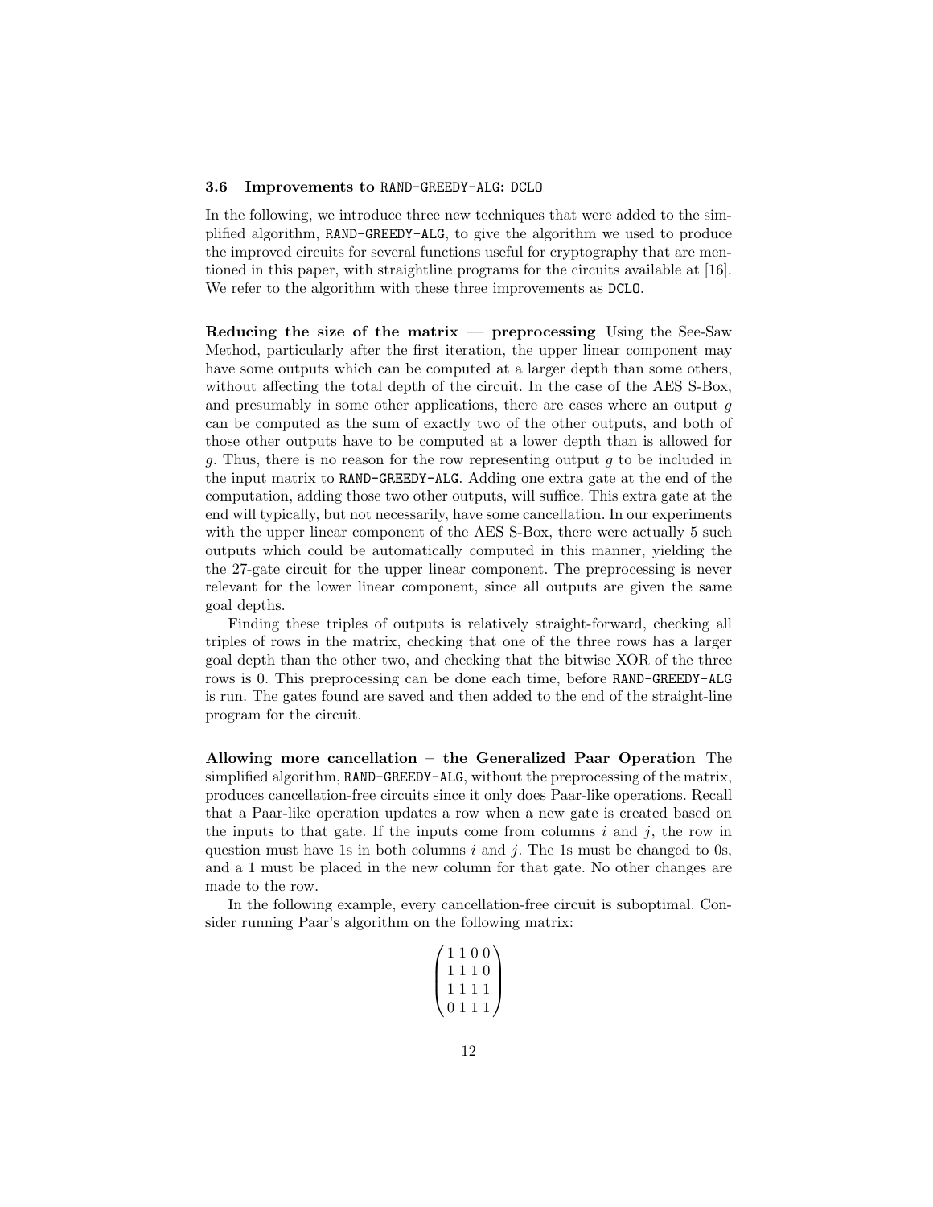### 3.6 Improvements to RAND-GREEDY-ALG: DCLO

In the following, we introduce three new techniques that were added to the simplified algorithm, RAND-GREEDY-ALG, to give the algorithm we used to produce the improved circuits for several functions useful for cryptography that are mentioned in this paper, with straightline programs for the circuits available at [16]. We refer to the algorithm with these three improvements as DCLO.

**Reducing the size of the matrix — preprocessing** Using the See-Saw Method, particularly after the first iteration, the upper linear component may have some outputs which can be computed at a larger depth than some others, without affecting the total depth of the circuit. In the case of the AES S-Box, and presumably in some other applications, there are cases where an output $g$ can be computed as the sum of exactly two of the other outputs, and both of those other outputs have to be computed at a lower depth than is allowed for $g$. Thus, there is no reason for the row representing output $g$ to be included in the input matrix to RAND-GREEDY-ALG. Adding one extra gate at the end of the computation, adding those two other outputs, will suffice. This extra gate at the end will typically, but not necessarily, have some cancellation. In our experiments with the upper linear component of the AES S-Box, there were actually 5 such outputs which could be automatically computed in this manner, yielding the 27-gate circuit for the upper linear component. The preprocessing is never relevant for the lower linear component, since all outputs are given the same goal depths.

Finding these triples of outputs is relatively straight-forward, checking all triples of rows in the matrix, checking that one of the three rows has a larger goal depth than the other two, and checking that the bitwise XOR of the three rows is 0. This preprocessing can be done each time, before RAND-GREEDY-ALG is run. The gates found are saved and then added to the end of the straight-line program for the circuit.

**Allowing more cancellation – the Generalized Paar Operation** The simplified algorithm, RAND-GREEDY-ALG, without the preprocessing of the matrix, produces cancellation-free circuits since it only does Paar-like operations. Recall that a Paar-like operation updates a row when a new gate is created based on the inputs to that gate. If the inputs come from columns $i$ and $j$, the row in question must have 1s in both columns $i$ and $j$. The 1s must be changed to 0s, and a 1 must be placed in the new column for that gate. No other changes are made to the row.

In the following example, every cancellation-free circuit is suboptimal. Consider running Paar's algorithm on the following matrix:

$$\begin{pmatrix} 1 & 1 & 0 & 0 \\ 1 & 1 & 1 & 0 \\ 1 & 1 & 1 & 1 \\ 0 & 1 & 1 & 1 \end{pmatrix}$$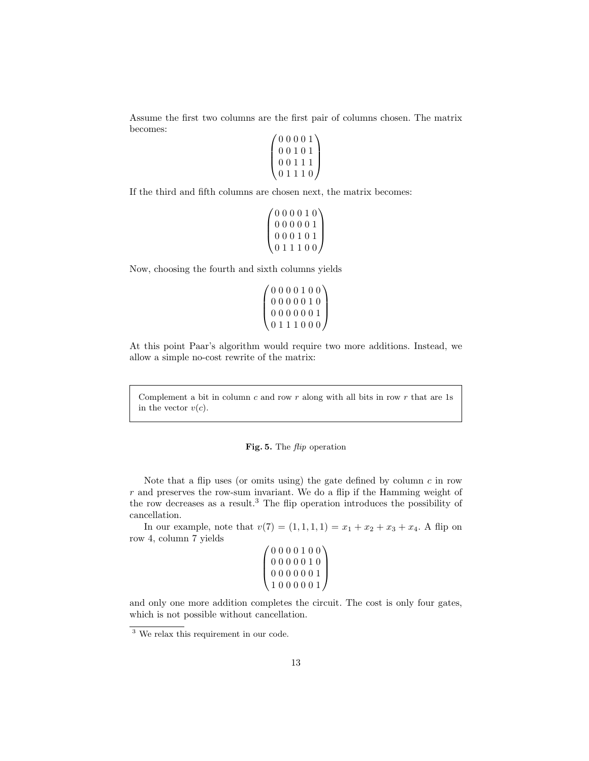Assume the first two columns are the first pair of columns chosen. The matrix becomes:

$$\begin{pmatrix} 0\,0\,0\,0\,1 \\ 0\,0\,1\,0\,1 \\ 0\,0\,1\,1\,1 \\ 0\,1\,1\,1\,0 \end{pmatrix}$$

If the third and fifth columns are chosen next, the matrix becomes:

$$\begin{pmatrix} 0\,0\,0\,0\,1\,0 \\ 0\,0\,0\,0\,0\,1 \\ 0\,0\,0\,1\,0\,1 \\ 0\,1\,1\,1\,0\,0 \end{pmatrix}$$

Now, choosing the fourth and sixth columns yields

$$\begin{pmatrix} 0\,0\,0\,0\,1\,0\,0 \\ 0\,0\,0\,0\,0\,1\,0 \\ 0\,0\,0\,0\,0\,0\,1 \\ 0\,1\,1\,1\,0\,0\,0 \end{pmatrix}$$

At this point Paar's algorithm would require two more additions. Instead, we allow a simple no-cost rewrite of the matrix:

> Complement a bit in column $c$ and row $r$ along with all bits in row $r$ that are 1s in the vector $v(c)$.

**Fig. 5.** The *flip* operation

Note that a flip uses (or omits using) the gate defined by column $c$ in row $r$ and preserves the row-sum invariant. We do a flip if the Hamming weight of the row decreases as a result.[3] The flip operation introduces the possibility of cancellation.

In our example, note that $v(7) = (1, 1, 1, 1) = x_1 + x_2 + x_3 + x_4$. A flip on row 4, column 7 yields

$$\begin{pmatrix} 0\,0\,0\,0\,1\,0\,0 \\ 0\,0\,0\,0\,0\,1\,0 \\ 0\,0\,0\,0\,0\,0\,1 \\ 1\,0\,0\,0\,0\,0\,1 \end{pmatrix}$$

and only one more addition completes the circuit. The cost is only four gates, which is not possible without cancellation.

---

[3] We relax this requirement in our code.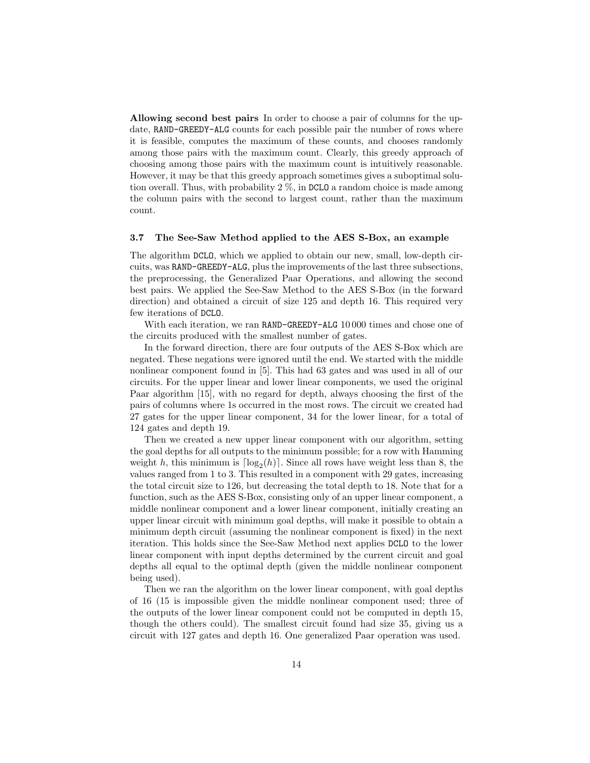**Allowing second best pairs** In order to choose a pair of columns for the update, `RAND-GREEDY-ALG` counts for each possible pair the number of rows where it is feasible, computes the maximum of these counts, and chooses randomly among those pairs with the maximum count. Clearly, this greedy approach of choosing among those pairs with the maximum count is intuitively reasonable. However, it may be that this greedy approach sometimes gives a suboptimal solution overall. Thus, with probability 2 %, in `DCLO` a random choice is made among the column pairs with the second to largest count, rather than the maximum count.

### 3.7 The See-Saw Method applied to the AES S-Box, an example

The algorithm `DCLO`, which we applied to obtain our new, small, low-depth circuits, was `RAND-GREEDY-ALG`, plus the improvements of the last three subsections, the preprocessing, the Generalized Paar Operations, and allowing the second best pairs. We applied the See-Saw Method to the AES S-Box (in the forward direction) and obtained a circuit of size 125 and depth 16. This required very few iterations of `DCLO`.

With each iteration, we ran `RAND-GREEDY-ALG` 10 000 times and chose one of the circuits produced with the smallest number of gates.

In the forward direction, there are four outputs of the AES S-Box which are negated. These negations were ignored until the end. We started with the middle nonlinear component found in [5]. This had 63 gates and was used in all of our circuits. For the upper linear and lower linear components, we used the original Paar algorithm [15], with no regard for depth, always choosing the first of the pairs of columns where 1s occurred in the most rows. The circuit we created had 27 gates for the upper linear component, 34 for the lower linear, for a total of 124 gates and depth 19.

Then we created a new upper linear component with our algorithm, setting the goal depths for all outputs to the minimum possible; for a row with Hamming weight $h$, this minimum is $\lceil \log_2(h) \rceil$. Since all rows have weight less than 8, the values ranged from 1 to 3. This resulted in a component with 29 gates, increasing the total circuit size to 126, but decreasing the total depth to 18. Note that for a function, such as the AES S-Box, consisting only of an upper linear component, a middle nonlinear component and a lower linear component, initially creating an upper linear circuit with minimum goal depths, will make it possible to obtain a minimum depth circuit (assuming the nonlinear component is fixed) in the next iteration. This holds since the See-Saw Method next applies `DCLO` to the lower linear component with input depths determined by the current circuit and goal depths all equal to the optimal depth (given the middle nonlinear component being used).

Then we ran the algorithm on the lower linear component, with goal depths of 16 (15 is impossible given the middle nonlinear component used; three of the outputs of the lower linear component could not be computed in depth 15, though the others could). The smallest circuit found had size 35, giving us a circuit with 127 gates and depth 16. One generalized Paar operation was used.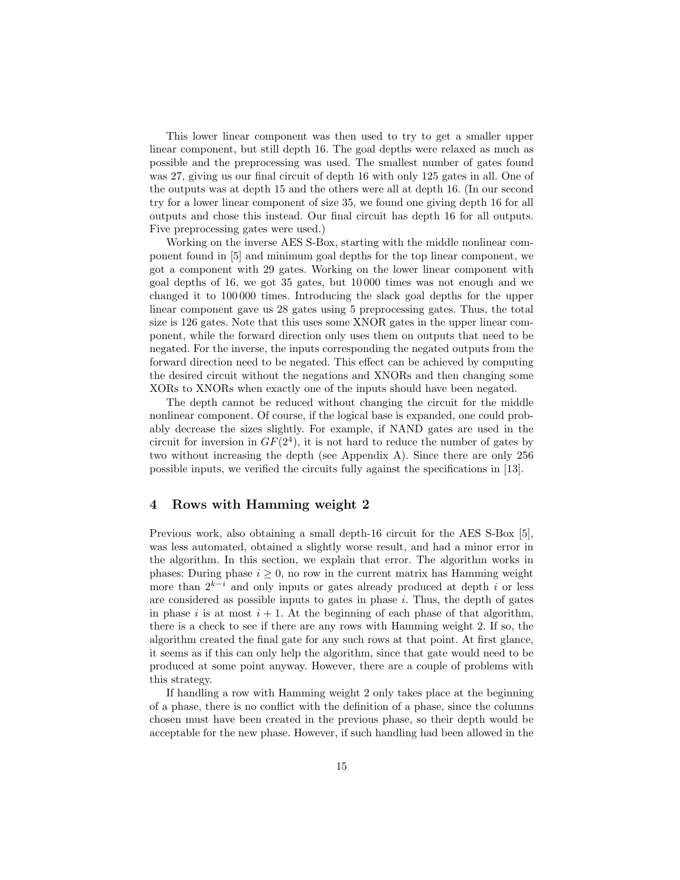This lower linear component was then used to try to get a smaller upper linear component, but still depth 16. The goal depths were relaxed as much as possible and the preprocessing was used. The smallest number of gates found was 27, giving us our final circuit of depth 16 with only 125 gates in all. One of the outputs was at depth 15 and the others were all at depth 16. (In our second try for a lower linear component of size 35, we found one giving depth 16 for all outputs and chose this instead. Our final circuit has depth 16 for all outputs. Five preprocessing gates were used.)

Working on the inverse AES S-Box, starting with the middle nonlinear component found in [5] and minimum goal depths for the top linear component, we got a component with 29 gates. Working on the lower linear component with goal depths of 16, we got 35 gates, but 10 000 times was not enough and we changed it to 100 000 times. Introducing the slack goal depths for the upper linear component gave us 28 gates using 5 preprocessing gates. Thus, the total size is 126 gates. Note that this uses some XNOR gates in the upper linear component, while the forward direction only uses them on outputs that need to be negated. For the inverse, the inputs corresponding the negated outputs from the forward direction need to be negated. This effect can be achieved by computing the desired circuit without the negations and XNORs and then changing some XORs to XNORs when exactly one of the inputs should have been negated.

The depth cannot be reduced without changing the circuit for the middle nonlinear component. Of course, if the logical base is expanded, one could probably decrease the sizes slightly. For example, if NAND gates are used in the circuit for inversion in $GF(2^4)$, it is not hard to reduce the number of gates by two without increasing the depth (see Appendix A). Since there are only 256 possible inputs, we verified the circuits fully against the specifications in [13].

## 4 Rows with Hamming weight 2

Previous work, also obtaining a small depth-16 circuit for the AES S-Box [5], was less automated, obtained a slightly worse result, and had a minor error in the algorithm. In this section, we explain that error. The algorithm works in phases: During phase $i \geq 0$, no row in the current matrix has Hamming weight more than $2^{k-i}$ and only inputs or gates already produced at depth $i$ or less are considered as possible inputs to gates in phase $i$. Thus, the depth of gates in phase $i$ is at most $i+1$. At the beginning of each phase of that algorithm, there is a check to see if there are any rows with Hamming weight 2. If so, the algorithm created the final gate for any such rows at that point. At first glance, it seems as if this can only help the algorithm, since that gate would need to be produced at some point anyway. However, there are a couple of problems with this strategy.

If handling a row with Hamming weight 2 only takes place at the beginning of a phase, there is no conflict with the definition of a phase, since the columns chosen must have been created in the previous phase, so their depth would be acceptable for the new phase. However, if such handling had been allowed in the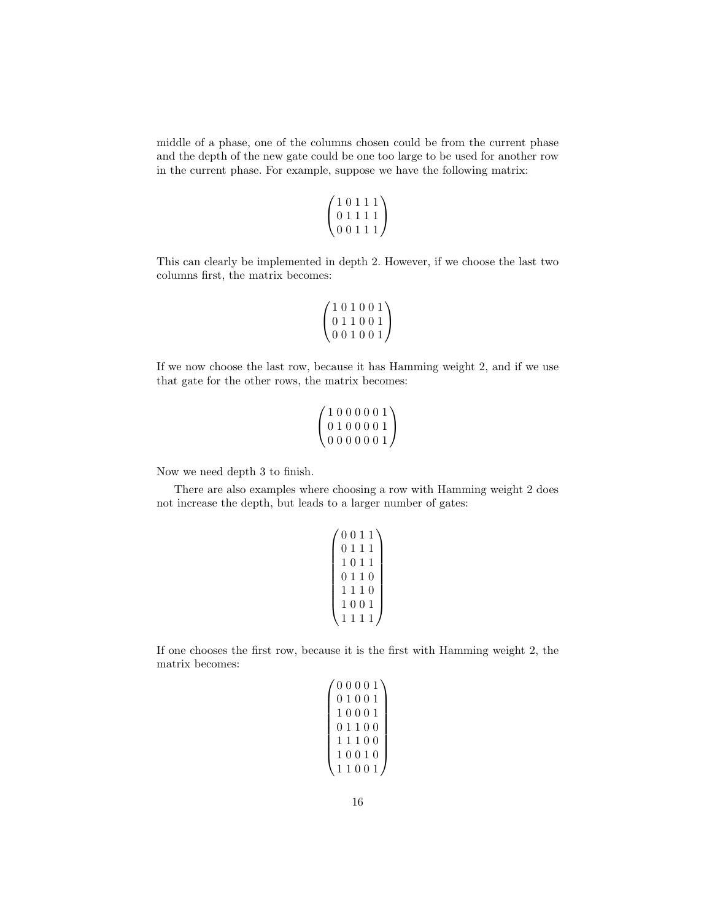middle of a phase, one of the columns chosen could be from the current phase and the depth of the new gate could be one too large to be used for another row in the current phase. For example, suppose we have the following matrix:

$$\begin{pmatrix} 1\,0\,1\,1\,1 \\ 0\,1\,1\,1\,1 \\ 0\,0\,1\,1\,1 \end{pmatrix}$$

This can clearly be implemented in depth 2. However, if we choose the last two columns first, the matrix becomes:

$$\begin{pmatrix} 1\,0\,1\,0\,0\,1 \\ 0\,1\,1\,0\,0\,1 \\ 0\,0\,1\,0\,0\,1 \end{pmatrix}$$

If we now choose the last row, because it has Hamming weight 2, and if we use that gate for the other rows, the matrix becomes:

$$\begin{pmatrix} 1\,0\,0\,0\,0\,0\,1 \\ 0\,1\,0\,0\,0\,0\,1 \\ 0\,0\,0\,0\,0\,0\,1 \end{pmatrix}$$

Now we need depth 3 to finish.

There are also examples where choosing a row with Hamming weight 2 does not increase the depth, but leads to a larger number of gates:

$$\begin{pmatrix} 0\,0\,1\,1 \\ 0\,1\,1\,1 \\ 1\,0\,1\,1 \\ 0\,1\,1\,0 \\ 1\,1\,1\,0 \\ 1\,0\,0\,1 \\ 1\,1\,1\,1 \end{pmatrix}$$

If one chooses the first row, because it is the first with Hamming weight 2, the matrix becomes:

$$\begin{pmatrix} 0\,0\,0\,0\,1 \\ 0\,1\,0\,0\,1 \\ 1\,0\,0\,0\,1 \\ 0\,1\,1\,0\,0 \\ 1\,1\,1\,0\,0 \\ 1\,0\,0\,1\,0 \\ 1\,1\,0\,0\,1 \end{pmatrix}$$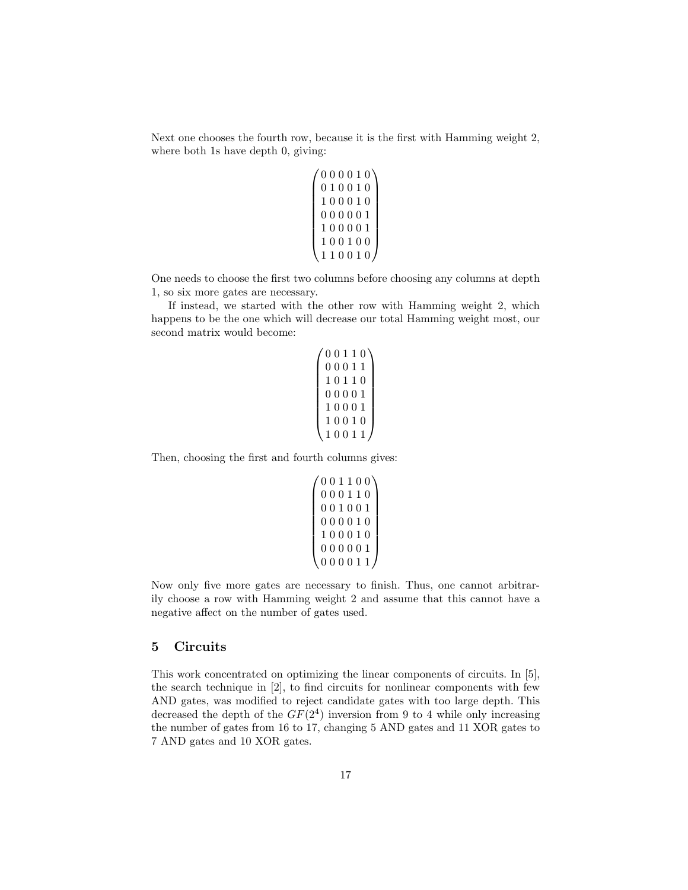Next one chooses the fourth row, because it is the first with Hamming weight 2, where both 1s have depth 0, giving:

$$
\begin{pmatrix}
0\,0\,0\,0\,1\,0 \\
0\,1\,0\,0\,1\,0 \\
1\,0\,0\,0\,1\,0 \\
0\,0\,0\,0\,0\,1 \\
1\,0\,0\,0\,0\,1 \\
1\,0\,0\,1\,0\,0 \\
1\,1\,0\,0\,1\,0
\end{pmatrix}
$$

One needs to choose the first two columns before choosing any columns at depth 1, so six more gates are necessary.

If instead, we started with the other row with Hamming weight 2, which happens to be the one which will decrease our total Hamming weight most, our second matrix would become:

$$
\begin{pmatrix}
0\,0\,1\,1\,0 \\
0\,0\,0\,1\,1 \\
1\,0\,1\,1\,0 \\
0\,0\,0\,0\,1 \\
1\,0\,0\,0\,1 \\
1\,0\,0\,1\,0 \\
1\,0\,0\,1\,1
\end{pmatrix}
$$

Then, choosing the first and fourth columns gives:

$$
\begin{pmatrix}
0\,0\,1\,1\,0\,0 \\
0\,0\,0\,1\,1\,0 \\
0\,0\,1\,0\,0\,1 \\
0\,0\,0\,0\,1\,0 \\
1\,0\,0\,0\,1\,0 \\
0\,0\,0\,0\,0\,1 \\
0\,0\,0\,0\,1\,1
\end{pmatrix}
$$

Now only five more gates are necessary to finish. Thus, one cannot arbitrarily choose a row with Hamming weight 2 and assume that this cannot have a negative affect on the number of gates used.

## 5 Circuits

This work concentrated on optimizing the linear components of circuits. In [5], the search technique in [2], to find circuits for nonlinear components with few AND gates, was modified to reject candidate gates with too large depth. This decreased the depth of the $GF(2^4)$ inversion from 9 to 4 while only increasing the number of gates from 16 to 17, changing 5 AND gates and 11 XOR gates to 7 AND gates and 10 XOR gates.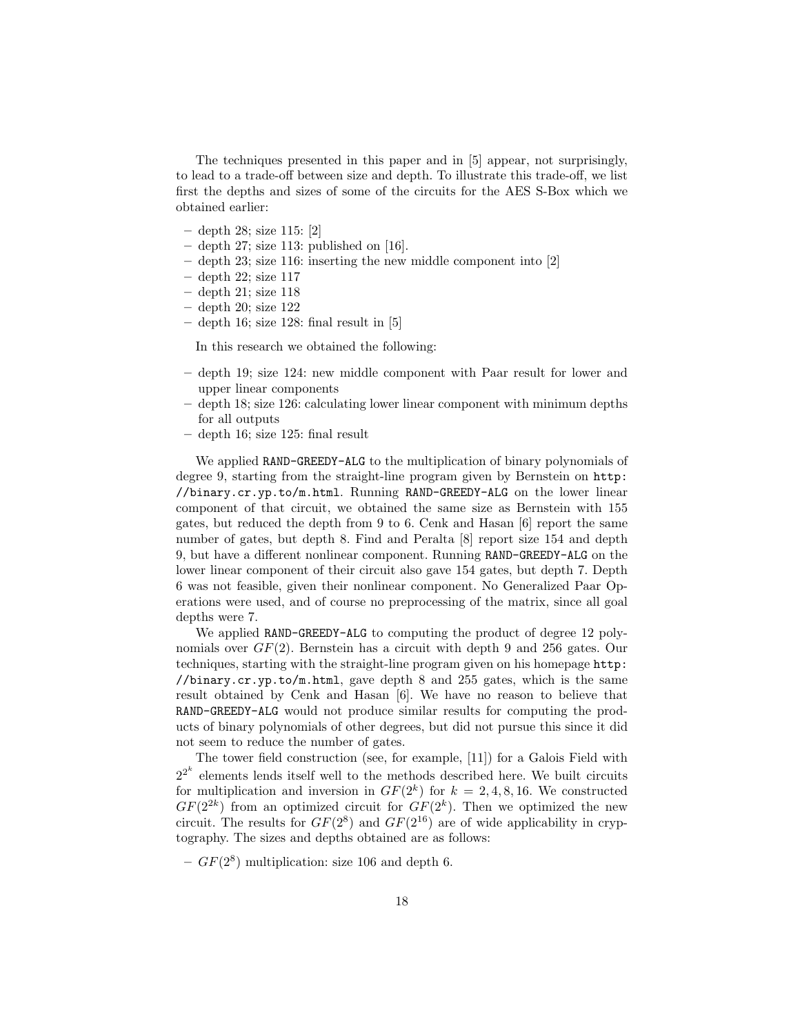The techniques presented in this paper and in [5] appear, not surprisingly, to lead to a trade-off between size and depth. To illustrate this trade-off, we list first the depths and sizes of some of the circuits for the AES S-Box which we obtained earlier:

- depth 28; size 115: [2]
- depth 27; size 113: published on [16].
- depth 23; size 116: inserting the new middle component into [2]
- depth 22; size 117
- depth 21; size 118
- depth 20; size 122
- depth 16; size 128: final result in [5]

In this research we obtained the following:

- depth 19; size 124: new middle component with Paar result for lower and upper linear components
- depth 18; size 126: calculating lower linear component with minimum depths for all outputs
- depth 16; size 125: final result

We applied `RAND-GREEDY-ALG` to the multiplication of binary polynomials of degree 9, starting from the straight-line program given by Bernstein on `http://binary.cr.yp.to/m.html`. Running `RAND-GREEDY-ALG` on the lower linear component of that circuit, we obtained the same size as Bernstein with 155 gates, but reduced the depth from 9 to 6. Cenk and Hasan [6] report the same number of gates, but depth 8. Find and Peralta [8] report size 154 and depth 9, but have a different nonlinear component. Running `RAND-GREEDY-ALG` on the lower linear component of their circuit also gave 154 gates, but depth 7. Depth 6 was not feasible, given their nonlinear component. No Generalized Paar Operations were used, and of course no preprocessing of the matrix, since all goal depths were 7.

We applied `RAND-GREEDY-ALG` to computing the product of degree 12 polynomials over $GF(2)$. Bernstein has a circuit with depth 9 and 256 gates. Our techniques, starting with the straight-line program given on his homepage `http://binary.cr.yp.to/m.html`, gave depth 8 and 255 gates, which is the same result obtained by Cenk and Hasan [6]. We have no reason to believe that `RAND-GREEDY-ALG` would not produce similar results for computing the products of binary polynomials of other degrees, but did not pursue this since it did not seem to reduce the number of gates.

The tower field construction (see, for example, [11]) for a Galois Field with $2^{2^k}$ elements lends itself well to the methods described here. We built circuits for multiplication and inversion in $GF(2^k)$ for $k = 2, 4, 8, 16$. We constructed $GF(2^{2k})$ from an optimized circuit for $GF(2^k)$. Then we optimized the new circuit. The results for $GF(2^8)$ and $GF(2^{16})$ are of wide applicability in cryptography. The sizes and depths obtained are as follows:

- $GF(2^8)$ multiplication: size 106 and depth 6.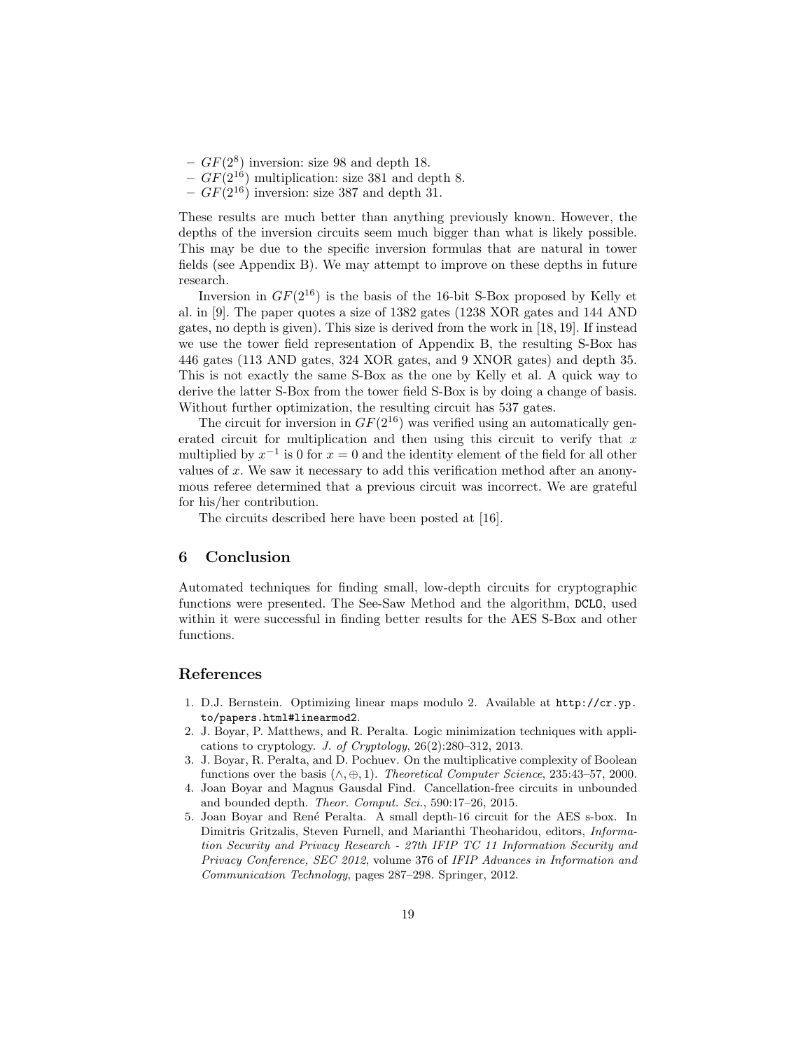- $GF(2^8)$ inversion: size 98 and depth 18.
- $GF(2^{16})$ multiplication: size 381 and depth 8.
- $GF(2^{16})$ inversion: size 387 and depth 31.

These results are much better than anything previously known. However, the depths of the inversion circuits seem much bigger than what is likely possible. This may be due to the specific inversion formulas that are natural in tower fields (see Appendix B). We may attempt to improve on these depths in future research.

Inversion in $GF(2^{16})$ is the basis of the 16-bit S-Box proposed by Kelly et al. in [9]. The paper quotes a size of 1382 gates (1238 XOR gates and 144 AND gates, no depth is given). This size is derived from the work in [18, 19]. If instead we use the tower field representation of Appendix B, the resulting S-Box has 446 gates (113 AND gates, 324 XOR gates, and 9 XNOR gates) and depth 35. This is not exactly the same S-Box as the one by Kelly et al. A quick way to derive the latter S-Box from the tower field S-Box is by doing a change of basis. Without further optimization, the resulting circuit has 537 gates.

The circuit for inversion in $GF(2^{16})$ was verified using an automatically generated circuit for multiplication and then using this circuit to verify that $x$ multiplied by $x^{-1}$ is 0 for $x = 0$ and the identity element of the field for all other values of $x$. We saw it necessary to add this verification method after an anonymous referee determined that a previous circuit was incorrect. We are grateful for his/her contribution.

The circuits described here have been posted at [16].

## 6 Conclusion

Automated techniques for finding small, low-depth circuits for cryptographic functions were presented. The See-Saw Method and the algorithm, `DCLO`, used within it were successful in finding better results for the AES S-Box and other functions.

## References

1. D.J. Bernstein. Optimizing linear maps modulo 2. Available at `http://cr.yp.to/papers.html#linearmod2`.
2. J. Boyar, P. Matthews, and R. Peralta. Logic minimization techniques with applications to cryptology. *J. of Cryptology*, 26(2):280–312, 2013.
3. J. Boyar, R. Peralta, and D. Pochuev. On the multiplicative complexity of Boolean functions over the basis $(\wedge, \oplus, 1)$. *Theoretical Computer Science*, 235:43–57, 2000.
4. Joan Boyar and Magnus Gausdal Find. Cancellation-free circuits in unbounded and bounded depth. *Theor. Comput. Sci.*, 590:17–26, 2015.
5. Joan Boyar and René Peralta. A small depth-16 circuit for the AES s-box. In Dimitris Gritzalis, Steven Furnell, and Marianthi Theoharidou, editors, *Information Security and Privacy Research - 27th IFIP TC 11 Information Security and Privacy Conference, SEC 2012*, volume 376 of *IFIP Advances in Information and Communication Technology*, pages 287–298. Springer, 2012.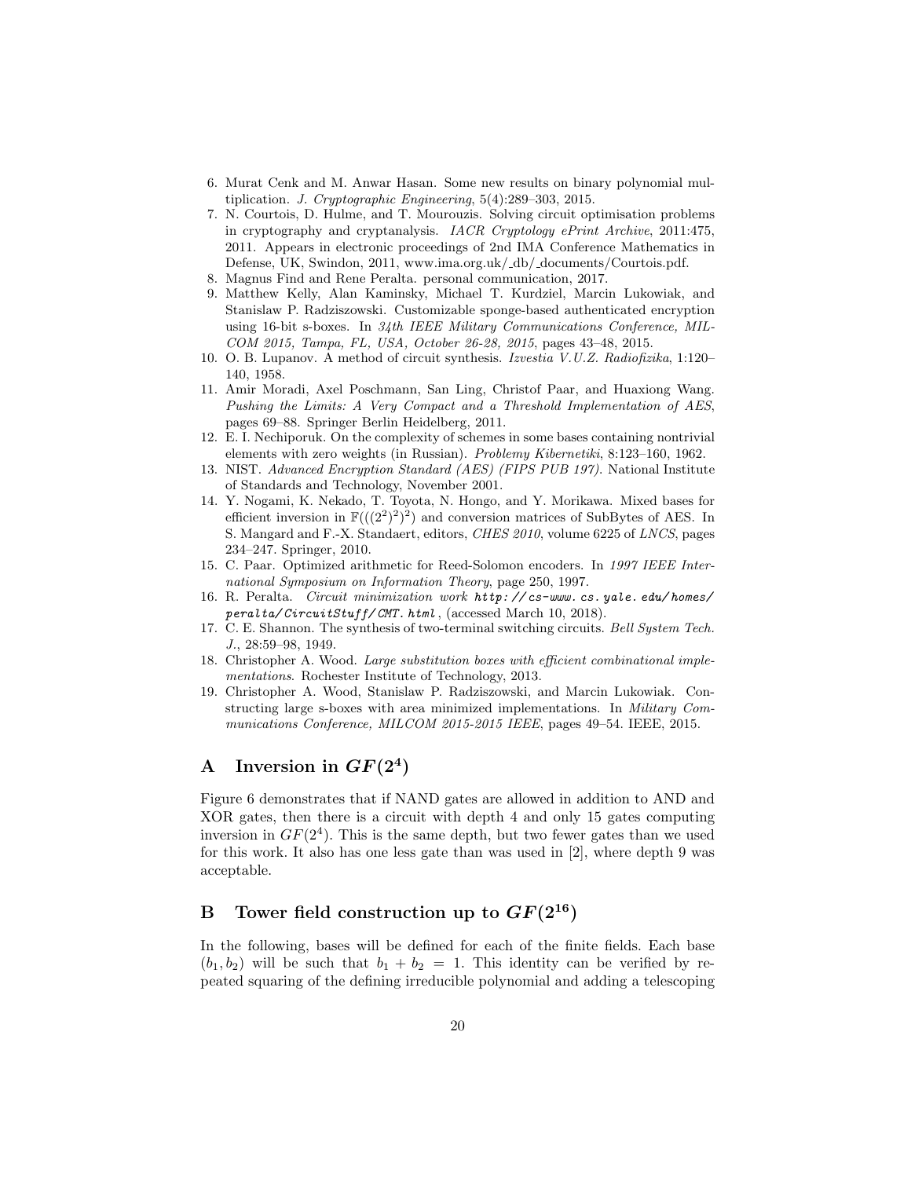6. Murat Cenk and M. Anwar Hasan. Some new results on binary polynomial multiplication. *J. Cryptographic Engineering*, 5(4):289–303, 2015.
7. N. Courtois, D. Hulme, and T. Mourouzis. Solving circuit optimisation problems in cryptography and cryptanalysis. *IACR Cryptology ePrint Archive*, 2011:475, 2011. Appears in electronic proceedings of 2nd IMA Conference Mathematics in Defense, UK, Swindon, 2011, www.ima.org.uk/_db/_documents/Courtois.pdf.
8. Magnus Find and Rene Peralta. personal communication, 2017.
9. Matthew Kelly, Alan Kaminsky, Michael T. Kurdziel, Marcin Lukowiak, and Stanislaw P. Radziszowski. Customizable sponge-based authenticated encryption using 16-bit s-boxes. In *34th IEEE Military Communications Conference, MILCOM 2015, Tampa, FL, USA, October 26-28, 2015*, pages 43–48, 2015.
10. O. B. Lupanov. A method of circuit synthesis. *Izvestia V.U.Z. Radiofizika*, 1:120–140, 1958.
11. Amir Moradi, Axel Poschmann, San Ling, Christof Paar, and Huaxiong Wang. *Pushing the Limits: A Very Compact and a Threshold Implementation of AES*, pages 69–88. Springer Berlin Heidelberg, 2011.
12. E. I. Nechiporuk. On the complexity of schemes in some bases containing nontrivial elements with zero weights (in Russian). *Problemy Kibernetiki*, 8:123–160, 1962.
13. NIST. *Advanced Encryption Standard (AES) (FIPS PUB 197)*. National Institute of Standards and Technology, November 2001.
14. Y. Nogami, K. Nekado, T. Toyota, N. Hongo, and Y. Morikawa. Mixed bases for efficient inversion in $\mathbb{F}(((2^2)^2)^2)$ and conversion matrices of SubBytes of AES. In S. Mangard and F.-X. Standaert, editors, *CHES 2010*, volume 6225 of *LNCS*, pages 234–247. Springer, 2010.
15. C. Paar. Optimized arithmetic for Reed-Solomon encoders. In *1997 IEEE International Symposium on Information Theory*, page 250, 1997.
16. R. Peralta. *Circuit minimization work* `http://cs-www.cs.yale.edu/homes/peralta/CircuitStuff/CMT.html`, (accessed March 10, 2018).
17. C. E. Shannon. The synthesis of two-terminal switching circuits. *Bell System Tech. J.*, 28:59–98, 1949.
18. Christopher A. Wood. *Large substitution boxes with efficient combinational implementations*. Rochester Institute of Technology, 2013.
19. Christopher A. Wood, Stanislaw P. Radziszowski, and Marcin Lukowiak. Constructing large s-boxes with area minimized implementations. In *Military Communications Conference, MILCOM 2015-2015 IEEE*, pages 49–54. IEEE, 2015.

# A Inversion in $GF(2^4)$

Figure 6 demonstrates that if NAND gates are allowed in addition to AND and XOR gates, then there is a circuit with depth 4 and only 15 gates computing inversion in $GF(2^4)$. This is the same depth, but two fewer gates than we used for this work. It also has one less gate than was used in [2], where depth 9 was acceptable.

# B Tower field construction up to $GF(2^{16})$

In the following, bases will be defined for each of the finite fields. Each base $(b_1, b_2)$ will be such that $b_1 + b_2 = 1$. This identity can be verified by repeated squaring of the defining irreducible polynomial and adding a telescoping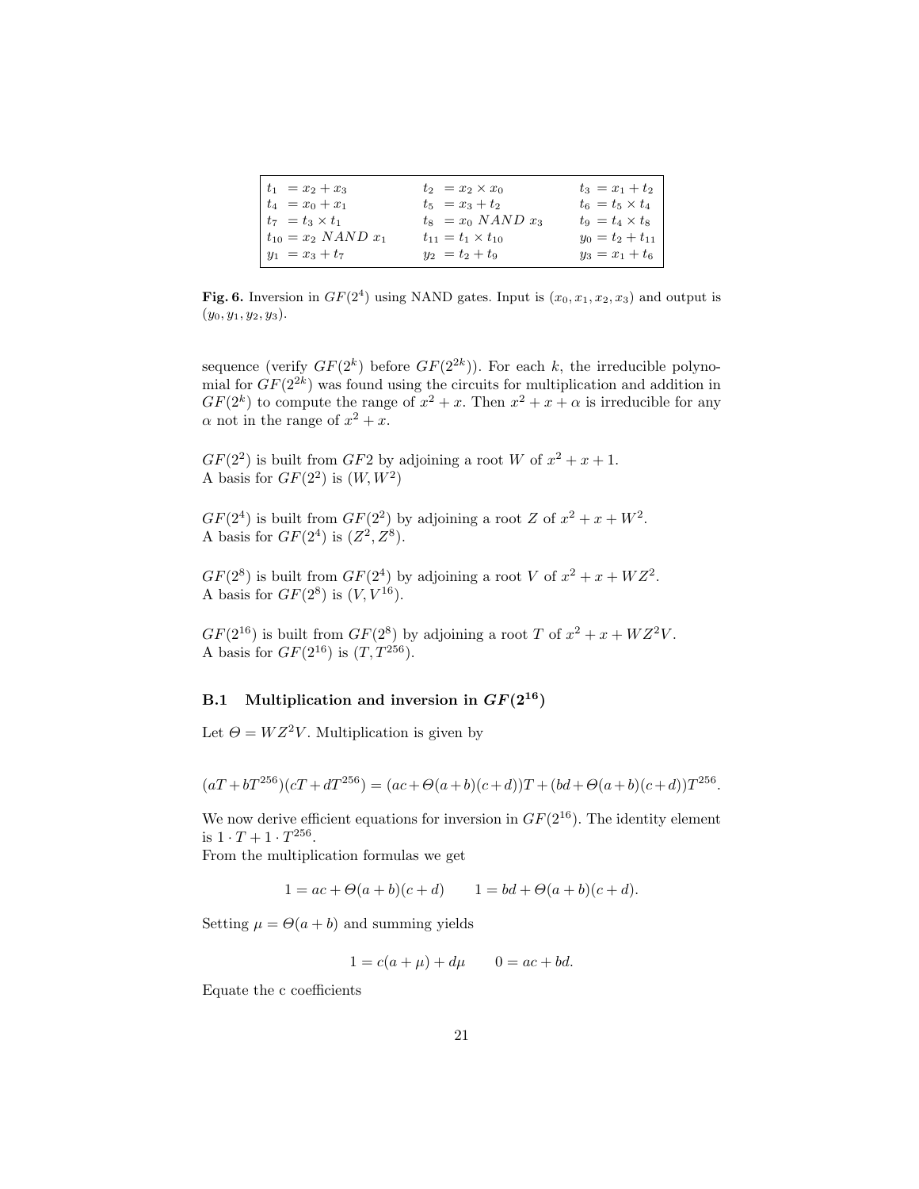| | | |
|---|---|---|
| $t_1 = x_2 + x_3$ | $t_2 = x_2 \times x_0$ | $t_3 = x_1 + t_2$ |
| $t_4 = x_0 + x_1$ | $t_5 = x_3 + t_2$ | $t_6 = t_5 \times t_4$ |
| $t_7 = t_3 \times t_1$ | $t_8 = x_0 \ NAND \ x_3$ | $t_9 = t_4 \times t_8$ |
| $t_{10} = x_2 \ NAND \ x_1$ | $t_{11} = t_1 \times t_{10}$ | $y_0 = t_2 + t_{11}$ |
| $y_1 = x_3 + t_7$ | $y_2 = t_2 + t_9$ | $y_3 = x_1 + t_6$ |

**Fig. 6.** Inversion in $GF(2^4)$ using NAND gates. Input is $(x_0, x_1, x_2, x_3)$ and output is $(y_0, y_1, y_2, y_3)$.

sequence (verify $GF(2^k)$ before $GF(2^{2k})$). For each $k$, the irreducible polynomial for $GF(2^{2k})$ was found using the circuits for multiplication and addition in $GF(2^k)$ to compute the range of $x^2 + x$. Then $x^2 + x + \alpha$ is irreducible for any $\alpha$ not in the range of $x^2 + x$.

$GF(2^2)$ is built from $GF2$ by adjoining a root $W$ of $x^2 + x + 1$.
A basis for $GF(2^2)$ is $(W, W^2)$

$GF(2^4)$ is built from $GF(2^2)$ by adjoining a root $Z$ of $x^2 + x + W^2$.
A basis for $GF(2^4)$ is $(Z^2, Z^8)$.

$GF(2^8)$ is built from $GF(2^4)$ by adjoining a root $V$ of $x^2 + x + WZ^2$.
A basis for $GF(2^8)$ is $(V, V^{16})$.

$GF(2^{16})$ is built from $GF(2^8)$ by adjoining a root $T$ of $x^2 + x + WZ^2V$.
A basis for $GF(2^{16})$ is $(T, T^{256})$.

### B.1 Multiplication and inversion in $GF(2^{16})$

Let $\Theta = WZ^2V$. Multiplication is given by

$$(aT + bT^{256})(cT + dT^{256}) = (ac + \Theta(a+b)(c+d))T + (bd + \Theta(a+b)(c+d))T^{256}.$$

We now derive efficient equations for inversion in $GF(2^{16})$. The identity element is $1 \cdot T + 1 \cdot T^{256}$.
From the multiplication formulas we get

$$1 = ac + \Theta(a+b)(c+d) \qquad 1 = bd + \Theta(a+b)(c+d).$$

Setting $\mu = \Theta(a+b)$ and summing yields

$$1 = c(a+\mu) + d\mu \qquad 0 = ac + bd.$$

Equate the c coefficients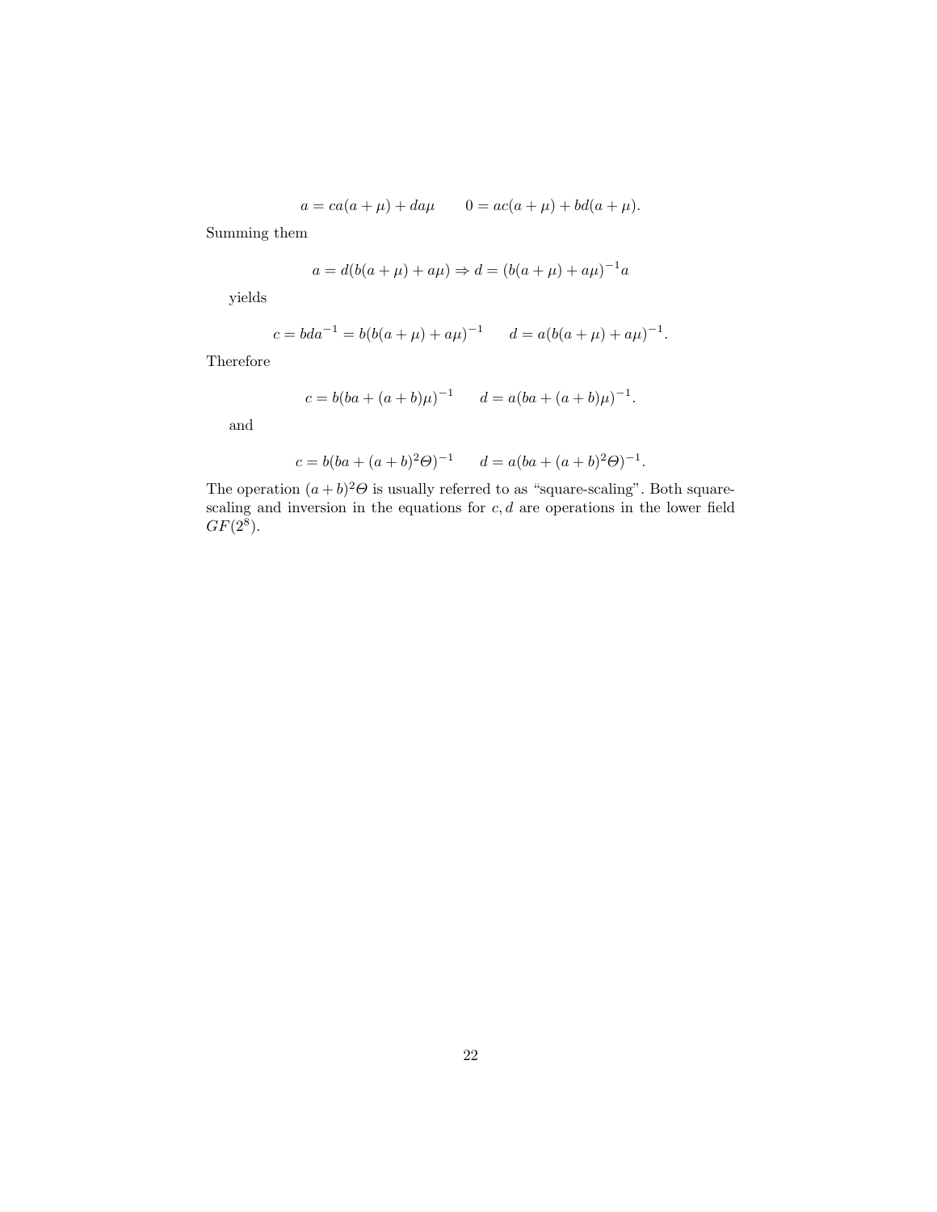$$a = ca(a+\mu) + da\mu \qquad 0 = ac(a+\mu) + bd(a+\mu).$$

Summing them

$$a = d(b(a+\mu) + a\mu) \Rightarrow d = (b(a+\mu) + a\mu)^{-1}a$$

yields

$$c = bda^{-1} = b(b(a+\mu) + a\mu)^{-1} \qquad d = a(b(a+\mu) + a\mu)^{-1}.$$

Therefore

$$c = b(ba + (a+b)\mu)^{-1} \qquad d = a(ba + (a+b)\mu)^{-1}.$$

and

$$c = b(ba + (a+b)^2\Theta)^{-1} \qquad d = a(ba + (a+b)^2\Theta)^{-1}.$$

The operation $(a+b)^2\Theta$ is usually referred to as "square-scaling". Both square-scaling and inversion in the equations for $c, d$ are operations in the lower field $GF(2^8)$.